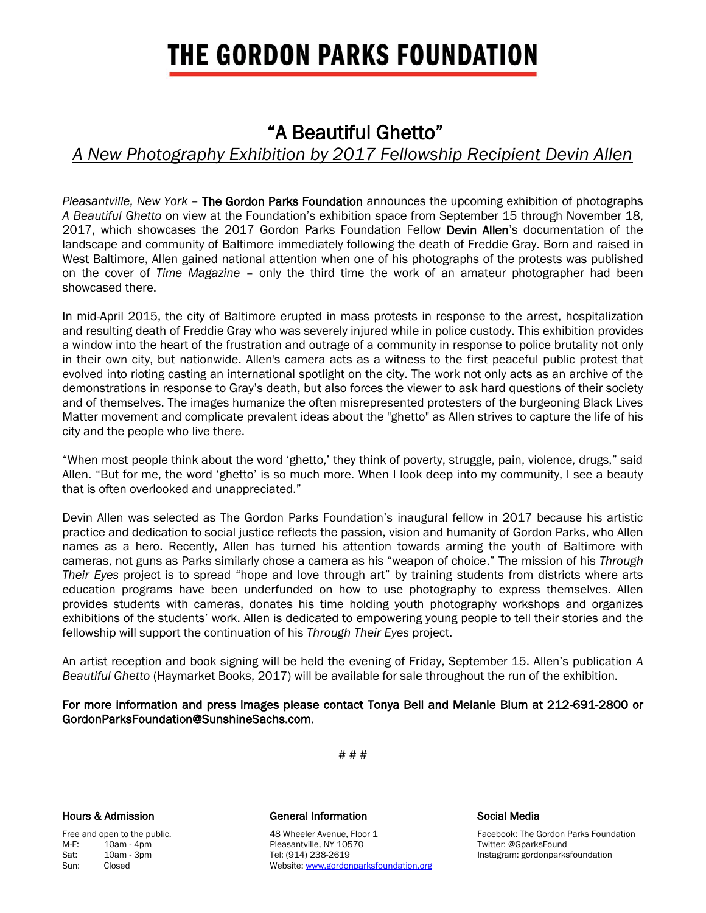# THE GORDON PARKS FOUNDATION

## "A Beautiful Ghetto"

### *A New Photography Exhibition by 2017 Fellowship Recipient Devin Allen*

*Pleasantville, New York* – **The Gordon Parks Foundation** announces the upcoming exhibition of photographs *A Beautiful Ghetto* on view at the Foundation's exhibition space from September 15 through November 18, 2017, which showcases the 2017 Gordon Parks Foundation Fellow **Devin Allen**'s documentation of the landscape and community of Baltimore immediately following the death of Freddie Gray. Born and raised in West Baltimore, Allen gained national attention when one of his photographs of the protests was published on the cover of *Time Magazine* – only the third time the work of an amateur photographer had been showcased there.

In mid-April 2015, the city of Baltimore erupted in mass protests in response to the arrest, hospitalization and resulting death of Freddie Gray who was severely injured while in police custody. This exhibition provides a window into the heart of the frustration and outrage of a community in response to police brutality not only in their own city, but nationwide. Allen's camera acts as a witness to the first peaceful public protest that evolved into rioting casting an international spotlight on the city. The work not only acts as an archive of the demonstrations in response to Gray's death, but also forces the viewer to ask hard questions of their society and of themselves. The images humanize the often misrepresented protesters of the burgeoning Black Lives Matter movement and complicate prevalent ideas about the "ghetto" as Allen strives to capture the life of his city and the people who live there.

"When most people think about the word 'ghetto,' they think of poverty, struggle, pain, violence, drugs," said Allen. "But for me, the word 'ghetto' is so much more. When I look deep into my community, I see a beauty that is often overlooked and unappreciated."

Devin Allen was selected as The Gordon Parks Foundation's inaugural fellow in 2017 because his artistic practice and dedication to social justice reflects the passion, vision and humanity of Gordon Parks, who Allen names as a hero. Recently, Allen has turned his attention towards arming the youth of Baltimore with cameras, not guns as Parks similarly chose a camera as his "weapon of choice." The mission of his *Through Their Eyes* project is to spread "hope and love through art" by training students from districts where arts education programs have been underfunded on how to use photography to express themselves. Allen provides students with cameras, donates his time holding youth photography workshops and organizes exhibitions of the students' work. Allen is dedicated to empowering young people to tell their stories and the fellowship will support the continuation of his *Through Their Eyes* project.

An artist reception and book signing will be held the evening of Friday, September 15. Allen's publication *A Beautiful Ghetto* (Haymarket Books, 2017) will be available for sale throughout the run of the exhibition.

**For more information and press images please contact Tonya Bell and Melanie Blum at 212-691-2800 or GordonParksFoundation@SunshineSachs.com.**

# # #

**Hours & Admission**

Free and open to the public.
M-F: 10am - 4pm
Sat: 10am - 3pm
Sun: Closed

**General Information**

48 Wheeler Avenue, Floor 1
Pleasantville, NY 10570
Tel: (914) 238-2619
Website: www.gordonparksfoundation.org

**Social Media**

Facebook: The Gordon Parks Foundation
Twitter: @GparksFound
Instagram: gordonparksfoundation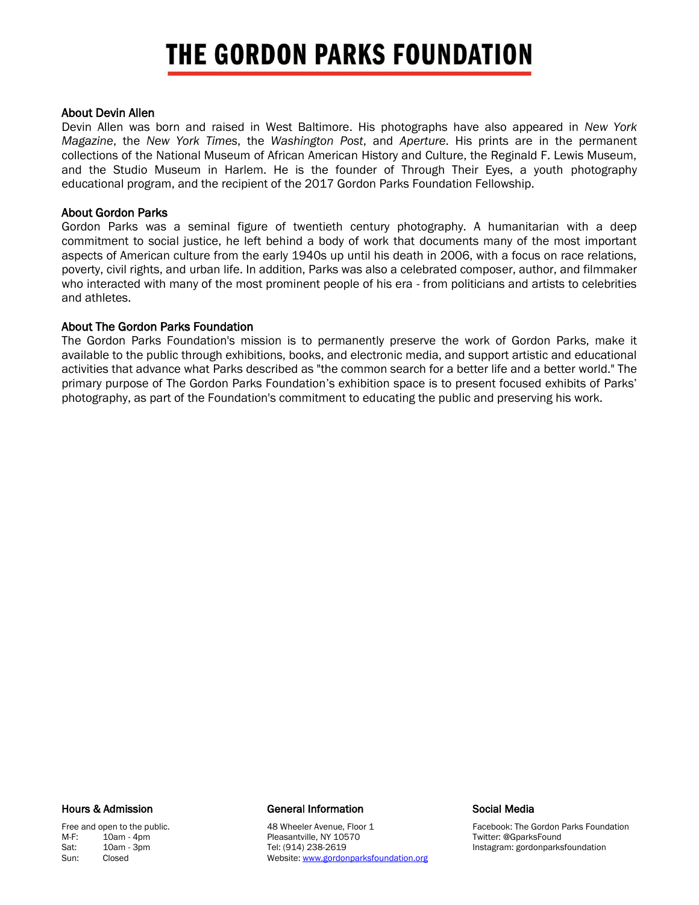# THE GORDON PARKS FOUNDATION

### About Devin Allen

Devin Allen was born and raised in West Baltimore. His photographs have also appeared in *New York Magazine*, the *New York Times*, the *Washington Post*, and *Aperture*. His prints are in the permanent collections of the National Museum of African American History and Culture, the Reginald F. Lewis Museum, and the Studio Museum in Harlem. He is the founder of Through Their Eyes, a youth photography educational program, and the recipient of the 2017 Gordon Parks Foundation Fellowship.

### About Gordon Parks

Gordon Parks was a seminal figure of twentieth century photography. A humanitarian with a deep commitment to social justice, he left behind a body of work that documents many of the most important aspects of American culture from the early 1940s up until his death in 2006, with a focus on race relations, poverty, civil rights, and urban life. In addition, Parks was also a celebrated composer, author, and filmmaker who interacted with many of the most prominent people of his era - from politicians and artists to celebrities and athletes.

### About The Gordon Parks Foundation

The Gordon Parks Foundation's mission is to permanently preserve the work of Gordon Parks, make it available to the public through exhibitions, books, and electronic media, and support artistic and educational activities that advance what Parks described as "the common search for a better life and a better world." The primary purpose of The Gordon Parks Foundation's exhibition space is to present focused exhibits of Parks' photography, as part of the Foundation's commitment to educating the public and preserving his work.

### Hours & Admission

Free and open to the public.
M-F: 10am - 4pm
Sat: 10am - 3pm
Sun: Closed

### General Information

48 Wheeler Avenue, Floor 1
Pleasantville, NY 10570
Tel: (914) 238-2619
Website: www.gordonparksfoundation.org

### Social Media

Facebook: The Gordon Parks Foundation
Twitter: @GparksFound
Instagram: gordonparksfoundation